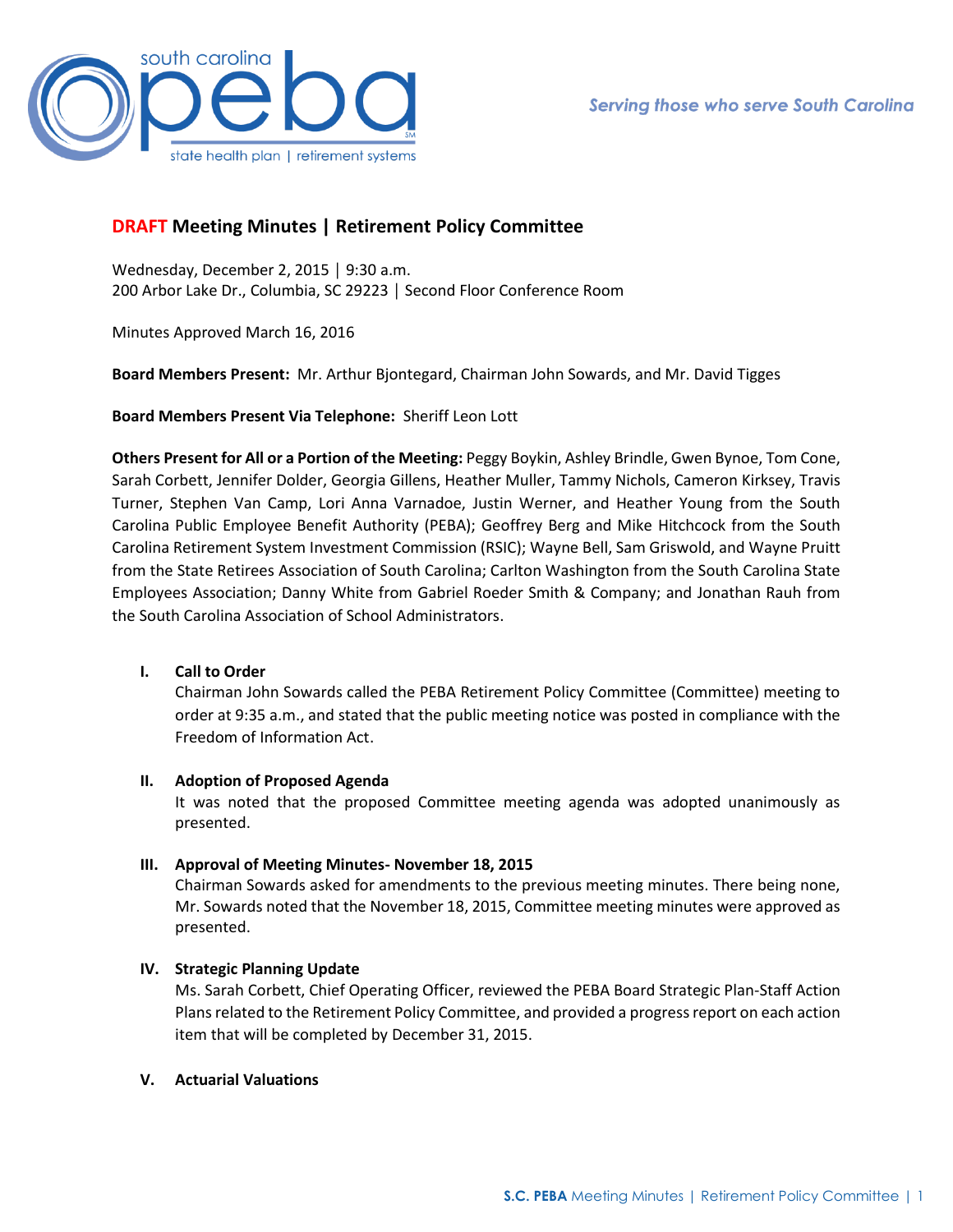# DRAFT Meeting Minutes | Retirement Policy Committee

Wednesday, December 2, 2015 │ 9:30 a.m.
200 Arbor Lake Dr., Columbia, SC 29223 │ Second Floor Conference Room

Minutes Approved March 16, 2016

**Board Members Present:** Mr. Arthur Bjontegard, Chairman John Sowards, and Mr. David Tigges

**Board Members Present Via Telephone:** Sheriff Leon Lott

**Others Present for All or a Portion of the Meeting:** Peggy Boykin, Ashley Brindle, Gwen Bynoe, Tom Cone, Sarah Corbett, Jennifer Dolder, Georgia Gillens, Heather Muller, Tammy Nichols, Cameron Kirksey, Travis Turner, Stephen Van Camp, Lori Anna Varnadoe, Justin Werner, and Heather Young from the South Carolina Public Employee Benefit Authority (PEBA); Geoffrey Berg and Mike Hitchcock from the South Carolina Retirement System Investment Commission (RSIC); Wayne Bell, Sam Griswold, and Wayne Pruitt from the State Retirees Association of South Carolina; Carlton Washington from the South Carolina State Employees Association; Danny White from Gabriel Roeder Smith & Company; and Jonathan Rauh from the South Carolina Association of School Administrators.

## I. Call to Order

Chairman John Sowards called the PEBA Retirement Policy Committee (Committee) meeting to order at 9:35 a.m., and stated that the public meeting notice was posted in compliance with the Freedom of Information Act.

## II. Adoption of Proposed Agenda

It was noted that the proposed Committee meeting agenda was adopted unanimously as presented.

## III. Approval of Meeting Minutes- November 18, 2015

Chairman Sowards asked for amendments to the previous meeting minutes. There being none, Mr. Sowards noted that the November 18, 2015, Committee meeting minutes were approved as presented.

## IV. Strategic Planning Update

Ms. Sarah Corbett, Chief Operating Officer, reviewed the PEBA Board Strategic Plan-Staff Action Plans related to the Retirement Policy Committee, and provided a progress report on each action item that will be completed by December 31, 2015.

## V. Actuarial Valuations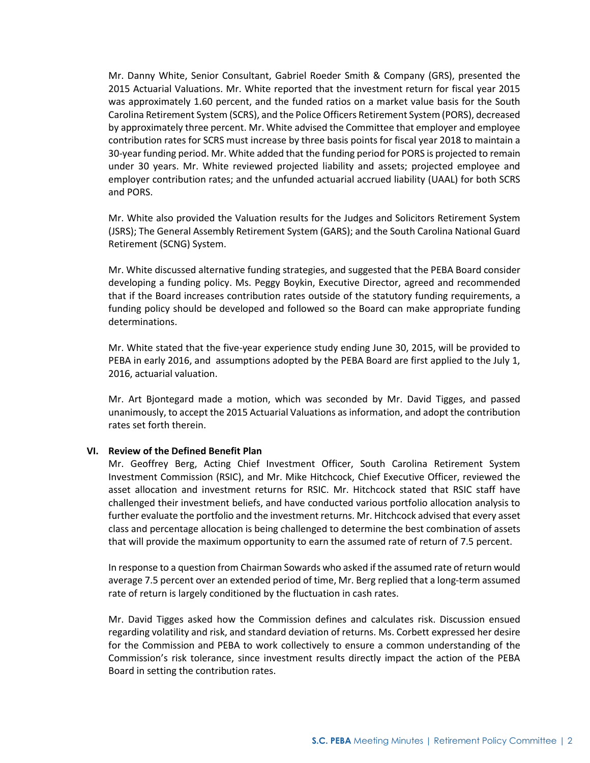Mr. Danny White, Senior Consultant, Gabriel Roeder Smith & Company (GRS), presented the 2015 Actuarial Valuations. Mr. White reported that the investment return for fiscal year 2015 was approximately 1.60 percent, and the funded ratios on a market value basis for the South Carolina Retirement System (SCRS), and the Police Officers Retirement System (PORS), decreased by approximately three percent. Mr. White advised the Committee that employer and employee contribution rates for SCRS must increase by three basis points for fiscal year 2018 to maintain a 30-year funding period. Mr. White added that the funding period for PORS is projected to remain under 30 years. Mr. White reviewed projected liability and assets; projected employee and employer contribution rates; and the unfunded actuarial accrued liability (UAAL) for both SCRS and PORS.

Mr. White also provided the Valuation results for the Judges and Solicitors Retirement System (JSRS); The General Assembly Retirement System (GARS); and the South Carolina National Guard Retirement (SCNG) System.

Mr. White discussed alternative funding strategies, and suggested that the PEBA Board consider developing a funding policy. Ms. Peggy Boykin, Executive Director, agreed and recommended that if the Board increases contribution rates outside of the statutory funding requirements, a funding policy should be developed and followed so the Board can make appropriate funding determinations.

Mr. White stated that the five-year experience study ending June 30, 2015, will be provided to PEBA in early 2016, and assumptions adopted by the PEBA Board are first applied to the July 1, 2016, actuarial valuation.

Mr. Art Bjontegard made a motion, which was seconded by Mr. David Tigges, and passed unanimously, to accept the 2015 Actuarial Valuations as information, and adopt the contribution rates set forth therein.

**VI. Review of the Defined Benefit Plan**

Mr. Geoffrey Berg, Acting Chief Investment Officer, South Carolina Retirement System Investment Commission (RSIC), and Mr. Mike Hitchcock, Chief Executive Officer, reviewed the asset allocation and investment returns for RSIC. Mr. Hitchcock stated that RSIC staff have challenged their investment beliefs, and have conducted various portfolio allocation analysis to further evaluate the portfolio and the investment returns. Mr. Hitchcock advised that every asset class and percentage allocation is being challenged to determine the best combination of assets that will provide the maximum opportunity to earn the assumed rate of return of 7.5 percent.

In response to a question from Chairman Sowards who asked if the assumed rate of return would average 7.5 percent over an extended period of time, Mr. Berg replied that a long-term assumed rate of return is largely conditioned by the fluctuation in cash rates.

Mr. David Tigges asked how the Commission defines and calculates risk. Discussion ensued regarding volatility and risk, and standard deviation of returns. Ms. Corbett expressed her desire for the Commission and PEBA to work collectively to ensure a common understanding of the Commission's risk tolerance, since investment results directly impact the action of the PEBA Board in setting the contribution rates.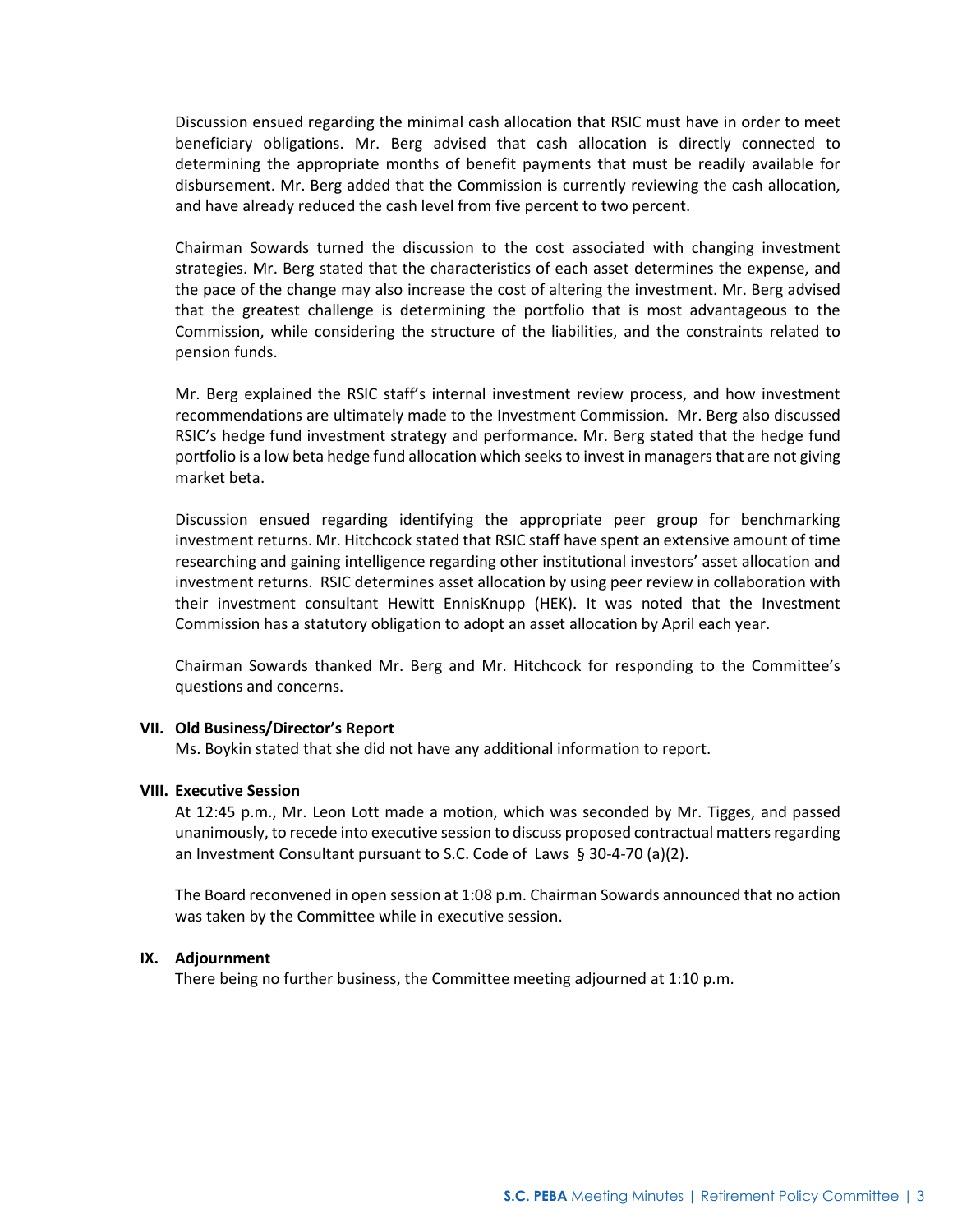Discussion ensued regarding the minimal cash allocation that RSIC must have in order to meet beneficiary obligations. Mr. Berg advised that cash allocation is directly connected to determining the appropriate months of benefit payments that must be readily available for disbursement. Mr. Berg added that the Commission is currently reviewing the cash allocation, and have already reduced the cash level from five percent to two percent.

Chairman Sowards turned the discussion to the cost associated with changing investment strategies. Mr. Berg stated that the characteristics of each asset determines the expense, and the pace of the change may also increase the cost of altering the investment. Mr. Berg advised that the greatest challenge is determining the portfolio that is most advantageous to the Commission, while considering the structure of the liabilities, and the constraints related to pension funds.

Mr. Berg explained the RSIC staff's internal investment review process, and how investment recommendations are ultimately made to the Investment Commission. Mr. Berg also discussed RSIC's hedge fund investment strategy and performance. Mr. Berg stated that the hedge fund portfolio is a low beta hedge fund allocation which seeks to invest in managers that are not giving market beta.

Discussion ensued regarding identifying the appropriate peer group for benchmarking investment returns. Mr. Hitchcock stated that RSIC staff have spent an extensive amount of time researching and gaining intelligence regarding other institutional investors' asset allocation and investment returns. RSIC determines asset allocation by using peer review in collaboration with their investment consultant Hewitt EnnisKnupp (HEK). It was noted that the Investment Commission has a statutory obligation to adopt an asset allocation by April each year.

Chairman Sowards thanked Mr. Berg and Mr. Hitchcock for responding to the Committee's questions and concerns.

## VII. Old Business/Director's Report

Ms. Boykin stated that she did not have any additional information to report.

## VIII. Executive Session

At 12:45 p.m., Mr. Leon Lott made a motion, which was seconded by Mr. Tigges, and passed unanimously, to recede into executive session to discuss proposed contractual matters regarding an Investment Consultant pursuant to S.C. Code of Laws § 30-4-70 (a)(2).

The Board reconvened in open session at 1:08 p.m. Chairman Sowards announced that no action was taken by the Committee while in executive session.

## IX. Adjournment

There being no further business, the Committee meeting adjourned at 1:10 p.m.